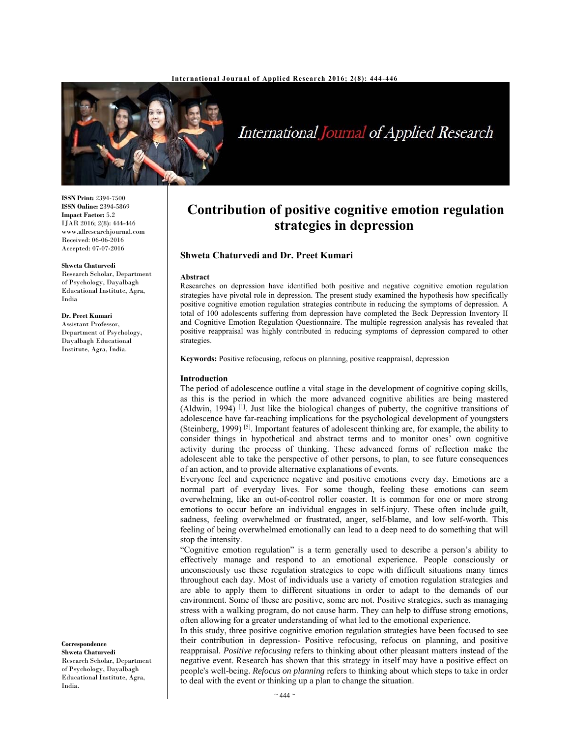# Contribution of positive cognitive emotion regulation strategies in depression

**Shweta Chaturvedi and Dr. Preet Kumari**

**Shweta Chaturvedi**
Research Scholar, Department of Psychology, Dayalbagh Educational Institute, Agra, India

**Dr. Preet Kumari**
Assistant Professor, Department of Psychology, Dayalbagh Educational Institute, Agra, India

**Correspondence**
**Shweta Chaturvedi**
Research Scholar, Department of Psychology, Dayalbagh Educational Institute, Agra, India.

ISSN Print: 2394-7500
ISSN Online: 2394-5869
Impact Factor: 5.2
IJAR 2016; 2(8): 444-446
www.allresearchjournal.com
Received: 06-06-2016
Accepted: 07-07-2016

## Abstract

Researches on depression have identified both positive and negative cognitive emotion regulation strategies have pivotal role in depression. The present study examined the hypothesis how specifically positive cognitive emotion regulation strategies contribute in reducing the symptoms of depression. A total of 100 adolescents suffering from depression have completed the Beck Depression Inventory II and Cognitive Emotion Regulation Questionnaire. The multiple regression analysis has revealed that positive reappraisal was highly contributed in reducing symptoms of depression compared to other strategies.

**Keywords:** Positive refocusing, refocus on planning, positive reappraisal, depression

## Introduction

The period of adolescence outline a vital stage in the development of cognitive coping skills, as this is the period in which the more advanced cognitive abilities are being mastered (Aldwin, 1994) [1]. Just like the biological changes of puberty, the cognitive transitions of adolescence have far-reaching implications for the psychological development of youngsters (Steinberg, 1999) [5]. Important features of adolescent thinking are, for example, the ability to consider things in hypothetical and abstract terms and to monitor ones' own cognitive activity during the process of thinking. These advanced forms of reflection make the adolescent able to take the perspective of other persons, to plan, to see future consequences of an action, and to provide alternative explanations of events.

Everyone feel and experience negative and positive emotions every day. Emotions are a normal part of everyday lives. For some though, feeling these emotions can seem overwhelming, like an out-of-control roller coaster. It is common for one or more strong emotions to occur before an individual engages in self-injury. These often include guilt, sadness, feeling overwhelmed or frustrated, anger, self-blame, and low self-worth. This feeling of being overwhelmed emotionally can lead to a deep need to do something that will stop the intensity.

"Cognitive emotion regulation" is a term generally used to describe a person's ability to effectively manage and respond to an emotional experience. People consciously or unconsciously use these regulation strategies to cope with difficult situations many times throughout each day. Most of individuals use a variety of emotion regulation strategies and are able to apply them to different situations in order to adapt to the demands of our environment. Some of these are positive, some are not. Positive strategies, such as managing stress with a walking program, do not cause harm. They can help to diffuse strong emotions, often allowing for a greater understanding of what led to the emotional experience.

In this study, three positive cognitive emotion regulation strategies have been focused to see their contribution in depression- Positive refocusing, refocus on planning, and positive reappraisal. *Positive refocusing* refers to thinking about other pleasant matters instead of the negative event. Research has shown that this strategy in itself may have a positive effect on people's well-being. *Refocus on planning* refers to thinking about which steps to take in order to deal with the event or thinking up a plan to change the situation.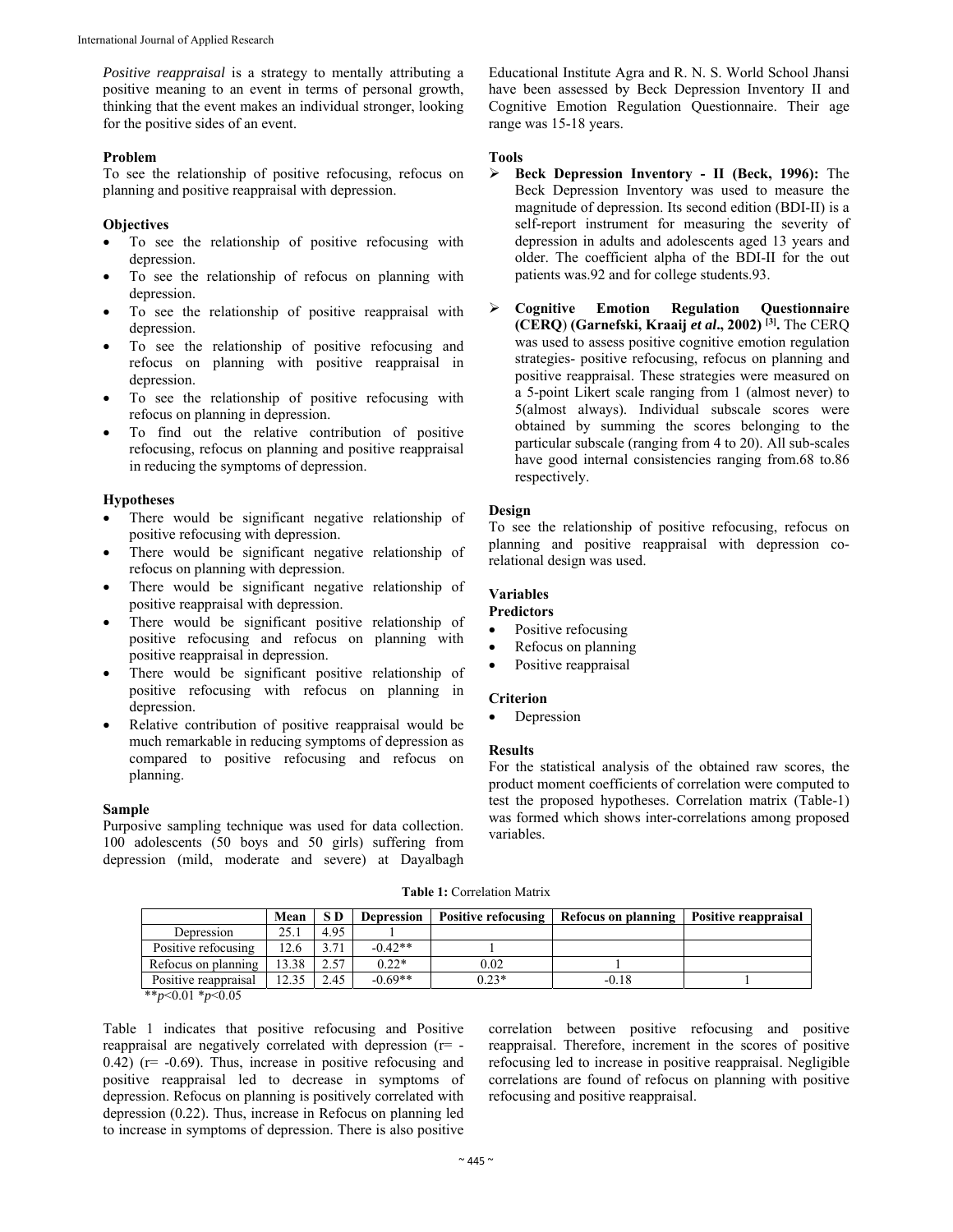*Positive reappraisal* is a strategy to mentally attributing a positive meaning to an event in terms of personal growth, thinking that the event makes an individual stronger, looking for the positive sides of an event.

### Problem

To see the relationship of positive refocusing, refocus on planning and positive reappraisal with depression.

### Objectives

- To see the relationship of positive refocusing with depression.
- To see the relationship of refocus on planning with depression.
- To see the relationship of positive reappraisal with depression.
- To see the relationship of positive refocusing and refocus on planning with positive reappraisal in depression.
- To see the relationship of positive refocusing with refocus on planning in depression.
- To find out the relative contribution of positive refocusing, refocus on planning and positive reappraisal in reducing the symptoms of depression.

### Hypotheses

- There would be significant negative relationship of positive refocusing with depression.
- There would be significant negative relationship of refocus on planning with depression.
- There would be significant negative relationship of positive reappraisal with depression.
- There would be significant positive relationship of positive refocusing and refocus on planning with positive reappraisal in depression.
- There would be significant positive relationship of positive refocusing with refocus on planning in depression.
- Relative contribution of positive reappraisal would be much remarkable in reducing symptoms of depression as compared to positive refocusing and refocus on planning.

### Sample

Purposive sampling technique was used for data collection. 100 adolescents (50 boys and 50 girls) suffering from depression (mild, moderate and severe) at Dayalbagh Educational Institute Agra and R. N. S. World School Jhansi have been assessed by Beck Depression Inventory II and Cognitive Emotion Regulation Questionnaire. Their age range was 15-18 years.

### Tools

- **Beck Depression Inventory - II (Beck, 1996):** The Beck Depression Inventory was used to measure the magnitude of depression. Its second edition (BDI-II) is a self-report instrument for measuring the severity of depression in adults and adolescents aged 13 years and older. The coefficient alpha of the BDI-II for the out patients was.92 and for college students.93.
- **Cognitive Emotion Regulation Questionnaire (CERQ) (Garnefski, Kraaij *et al*., 2002) [3].** The CERQ was used to assess positive cognitive emotion regulation strategies- positive refocusing, refocus on planning and positive reappraisal. These strategies were measured on a 5-point Likert scale ranging from 1 (almost never) to 5(almost always). Individual subscale scores were obtained by summing the scores belonging to the particular subscale (ranging from 4 to 20). All sub-scales have good internal consistencies ranging from.68 to.86 respectively.

### Design

To see the relationship of positive refocusing, refocus on planning and positive reappraisal with depression co-relational design was used.

### Variables

**Predictors**

- Positive refocusing
- Refocus on planning
- Positive reappraisal

**Criterion**

- Depression

### Results

For the statistical analysis of the obtained raw scores, the product moment coefficients of correlation were computed to test the proposed hypotheses. Correlation matrix (Table-1) was formed which shows inter-correlations among proposed variables.

**Table 1:** Correlation Matrix

| | Mean | S D | Depression | Positive refocusing | Refocus on planning | Positive reappraisal |
|---|---|---|---|---|---|---|
| Depression | 25.1 | 4.95 | 1 | | | |
| Positive refocusing | 12.6 | 3.71 | -0.42** | 1 | | |
| Refocus on planning | 13.38 | 2.57 | 0.22* | 0.02 | 1 | |
| Positive reappraisal | 12.35 | 2.45 | -0.69** | 0.23* | -0.18 | 1 |

**$p<0.01$ *$p<0.05$

Table 1 indicates that positive refocusing and Positive reappraisal are negatively correlated with depression (r= -0.42) (r= -0.69). Thus, increase in positive refocusing and positive reappraisal led to decrease in symptoms of depression. Refocus on planning is positively correlated with depression (0.22). Thus, increase in Refocus on planning led to increase in symptoms of depression. There is also positive correlation between positive refocusing and positive reappraisal. Therefore, increment in the scores of positive refocusing led to increase in positive reappraisal. Negligible correlations are found of refocus on planning with positive refocusing and positive reappraisal.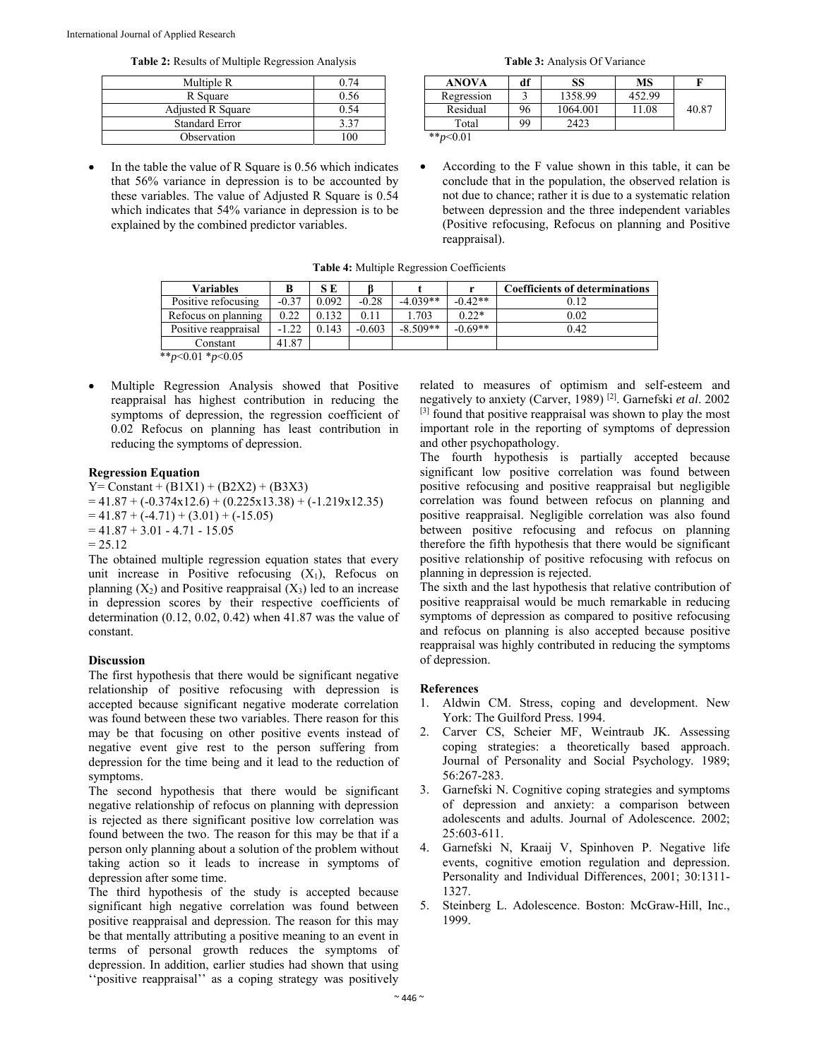**Table 2:** Results of Multiple Regression Analysis

| | |
|---|---|
| Multiple R | 0.74 |
| R Square | 0.56 |
| Adjusted R Square | 0.54 |
| Standard Error | 3.37 |
| Observation | 100 |

- In the table the value of R Square is 0.56 which indicates that 56% variance in depression is to be accounted by these variables. The value of Adjusted R Square is 0.54 which indicates that 54% variance in depression is to be explained by the combined predictor variables.

**Table 3:** Analysis Of Variance

| ANOVA | df | SS | MS | F |
|---|---|---|---|---|
| Regression | 3 | 1358.99 | 452.99 | 40.87 |
| Residual | 96 | 1064.001 | 11.08 | |
| Total | 99 | 2423 | | |

**$p<0.01$

- According to the F value shown in this table, it can be conclude that in the population, the observed relation is not due to chance; rather it is due to a systematic relation between depression and the three independent variables (Positive refocusing, Refocus on planning and Positive reappraisal).

**Table 4:** Multiple Regression Coefficients

| Variables | B | S E | β | t | r | Coefficients of determinations |
|---|---|---|---|---|---|---|
| Positive refocusing | -0.37 | 0.092 | -0.28 | -4.039** | -0.42** | 0.12 |
| Refocus on planning | 0.22 | 0.132 | 0.11 | 1.703 | 0.22* | 0.02 |
| Positive reappraisal | -1.22 | 0.143 | -0.603 | -8.509** | -0.69** | 0.42 |
| Constant | 41.87 | | | | | |

**$p<0.01$ *$p<0.05$

- Multiple Regression Analysis showed that Positive reappraisal has highest contribution in reducing the symptoms of depression, the regression coefficient of 0.02 Refocus on planning has least contribution in reducing the symptoms of depression.

### Regression Equation

Y= Constant + (B1X1) + (B2X2) + (B3X3)
= 41.87 + (-0.374x12.6) + (0.225x13.38) + (-1.219x12.35)
= 41.87 + (-4.71) + (3.01) + (-15.05)
= 41.87 + 3.01 - 4.71 - 15.05
= 25.12

The obtained multiple regression equation states that every unit increase in Positive refocusing ($X_1$), Refocus on planning ($X_2$) and Positive reappraisal ($X_3$) led to an increase in depression scores by their respective coefficients of determination (0.12, 0.02, 0.42) when 41.87 was the value of constant.

## Discussion

The first hypothesis that there would be significant negative relationship of positive refocusing with depression is accepted because significant negative moderate correlation was found between these two variables. There reason for this may be that focusing on other positive events instead of negative event give rest to the person suffering from depression for the time being and it lead to the reduction of symptoms.

The second hypothesis that there would be significant negative relationship of refocus on planning with depression is rejected as there significant positive low correlation was found between the two. The reason for this may be that if a person only planning about a solution of the problem without taking action so it leads to increase in symptoms of depression after some time.

The third hypothesis of the study is accepted because significant high negative correlation was found between positive reappraisal and depression. The reason for this may be that mentally attributing a positive meaning to an event in terms of personal growth reduces the symptoms of depression. In addition, earlier studies had shown that using ''positive reappraisal'' as a coping strategy was positively related to measures of optimism and self-esteem and negatively to anxiety (Carver, 1989) [2]. Garnefski *et al*. 2002 [3] found that positive reappraisal was shown to play the most important role in the reporting of symptoms of depression and other psychopathology.

The fourth hypothesis is partially accepted because significant low positive correlation was found between positive refocusing and positive reappraisal but negligible correlation was found between refocus on planning and positive reappraisal. Negligible correlation was also found between positive refocusing and refocus on planning therefore the fifth hypothesis that there would be significant positive relationship of positive refocusing with refocus on planning in depression is rejected.

The sixth and the last hypothesis that relative contribution of positive reappraisal would be much remarkable in reducing symptoms of depression as compared to positive refocusing and refocus on planning is also accepted because positive reappraisal was highly contributed in reducing the symptoms of depression.

## References

1. Aldwin CM. Stress, coping and development. New York: The Guilford Press. 1994.
2. Carver CS, Scheier MF, Weintraub JK. Assessing coping strategies: a theoretically based approach. Journal of Personality and Social Psychology. 1989; 56:267-283.
3. Garnefski N. Cognitive coping strategies and symptoms of depression and anxiety: a comparison between adolescents and adults. Journal of Adolescence. 2002; 25:603-611.
4. Garnefski N, Kraaij V, Spinhoven P. Negative life events, cognitive emotion regulation and depression. Personality and Individual Differences, 2001; 30:1311-1327.
5. Steinberg L. Adolescence. Boston: McGraw-Hill, Inc., 1999.